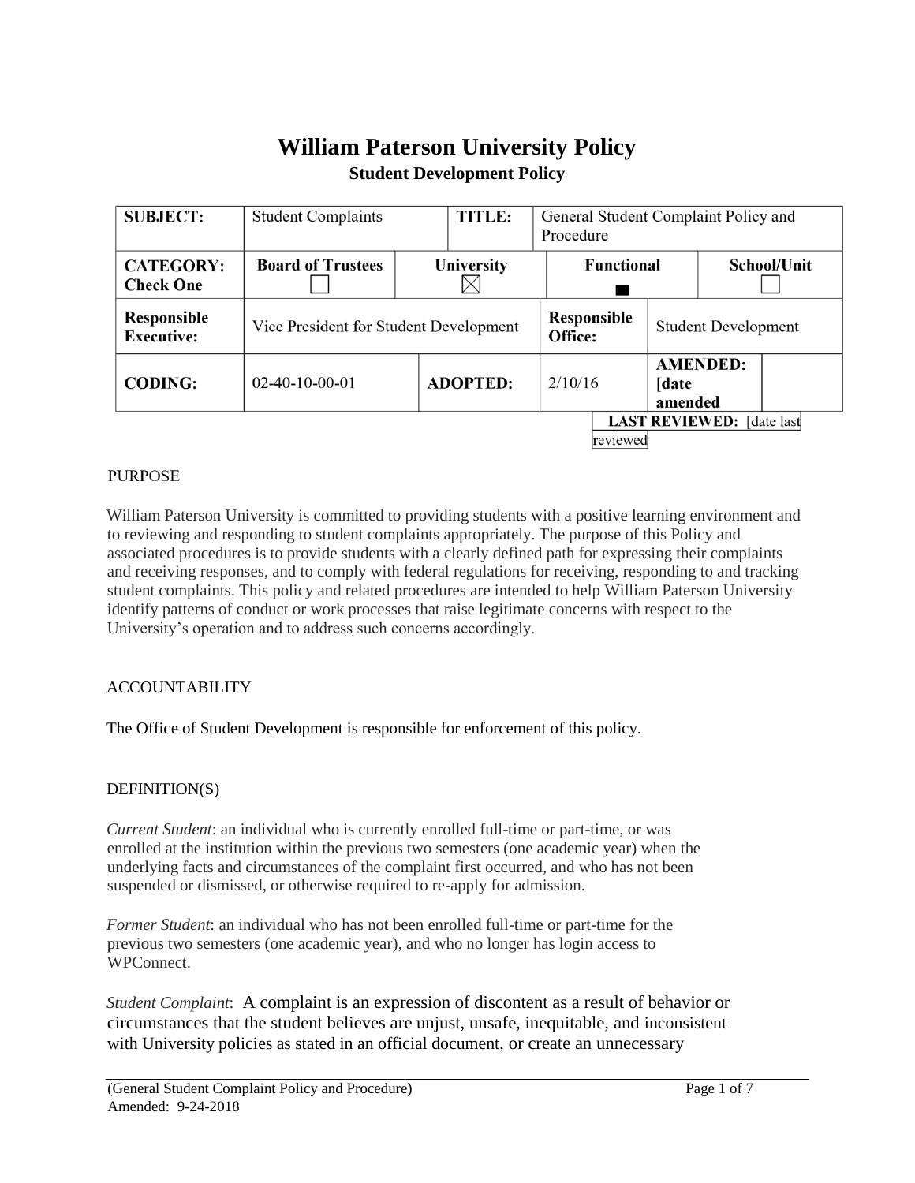# William Paterson University Policy

## Student Development Policy

| **SUBJECT:** | Student Complaints | | **TITLE:** | General Student Complaint Policy and Procedure | | |
|---|---|---|---|---|---|---|
| **CATEGORY: Check One** | **Board of Trustees** ☐ | **University** ☒ | | **Functional** ■ | | **School/Unit** ☐ |
| **Responsible Executive:** | Vice President for Student Development | | | **Responsible Office:** | Student Development | |
| **CODING:** | 02-40-10-00-01 | **ADOPTED:** | | 2/10/16 | **AMENDED:** [date amended | |
| | | | | | **LAST REVIEWED:** [date last reviewed | |

PURPOSE

William Paterson University is committed to providing students with a positive learning environment and to reviewing and responding to student complaints appropriately. The purpose of this Policy and associated procedures is to provide students with a clearly defined path for expressing their complaints and receiving responses, and to comply with federal regulations for receiving, responding to and tracking student complaints. This policy and related procedures are intended to help William Paterson University identify patterns of conduct or work processes that raise legitimate concerns with respect to the University's operation and to address such concerns accordingly.

ACCOUNTABILITY

The Office of Student Development is responsible for enforcement of this policy.

DEFINITION(S)

*Current Student*: an individual who is currently enrolled full-time or part-time, or was enrolled at the institution within the previous two semesters (one academic year) when the underlying facts and circumstances of the complaint first occurred, and who has not been suspended or dismissed, or otherwise required to re-apply for admission.

*Former Student*: an individual who has not been enrolled full-time or part-time for the previous two semesters (one academic year), and who no longer has login access to WPConnect.

*Student Complaint*: A complaint is an expression of discontent as a result of behavior or circumstances that the student believes are unjust, unsafe, inequitable, and inconsistent with University policies as stated in an official document, or create an unnecessary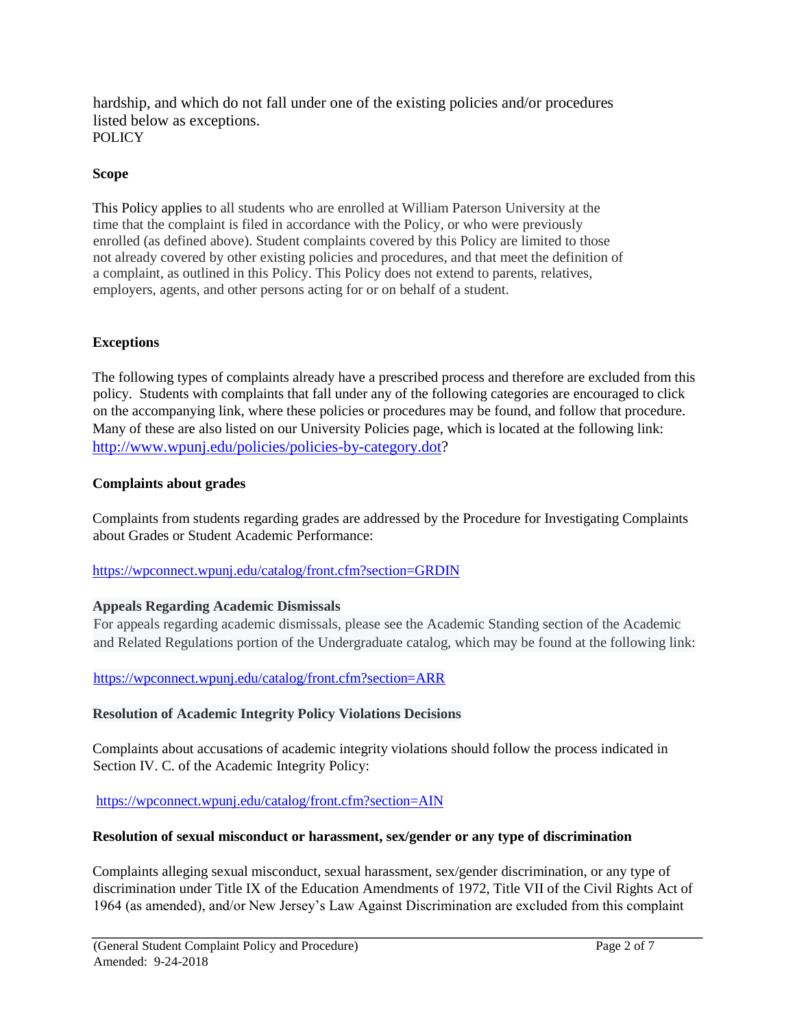hardship, and which do not fall under one of the existing policies and/or procedures listed below as exceptions.

POLICY

**Scope**

This Policy applies to all students who are enrolled at William Paterson University at the time that the complaint is filed in accordance with the Policy, or who were previously enrolled (as defined above). Student complaints covered by this Policy are limited to those not already covered by other existing policies and procedures, and that meet the definition of a complaint, as outlined in this Policy. This Policy does not extend to parents, relatives, employers, agents, and other persons acting for or on behalf of a student.

**Exceptions**

The following types of complaints already have a prescribed process and therefore are excluded from this policy. Students with complaints that fall under any of the following categories are encouraged to click on the accompanying link, where these policies or procedures may be found, and follow that procedure. Many of these are also listed on our University Policies page, which is located at the following link: http://www.wpunj.edu/policies/policies-by-category.dot?

**Complaints about grades**

Complaints from students regarding grades are addressed by the Procedure for Investigating Complaints about Grades or Student Academic Performance:

https://wpconnect.wpunj.edu/catalog/front.cfm?section=GRDIN

**Appeals Regarding Academic Dismissals**

For appeals regarding academic dismissals, please see the Academic Standing section of the Academic and Related Regulations portion of the Undergraduate catalog, which may be found at the following link:

https://wpconnect.wpunj.edu/catalog/front.cfm?section=ARR

**Resolution of Academic Integrity Policy Violations Decisions**

Complaints about accusations of academic integrity violations should follow the process indicated in Section IV. C. of the Academic Integrity Policy:

https://wpconnect.wpunj.edu/catalog/front.cfm?section=AIN

**Resolution of sexual misconduct or harassment, sex/gender or any type of discrimination**

Complaints alleging sexual misconduct, sexual harassment, sex/gender discrimination, or any type of discrimination under Title IX of the Education Amendments of 1972, Title VII of the Civil Rights Act of 1964 (as amended), and/or New Jersey's Law Against Discrimination are excluded from this complaint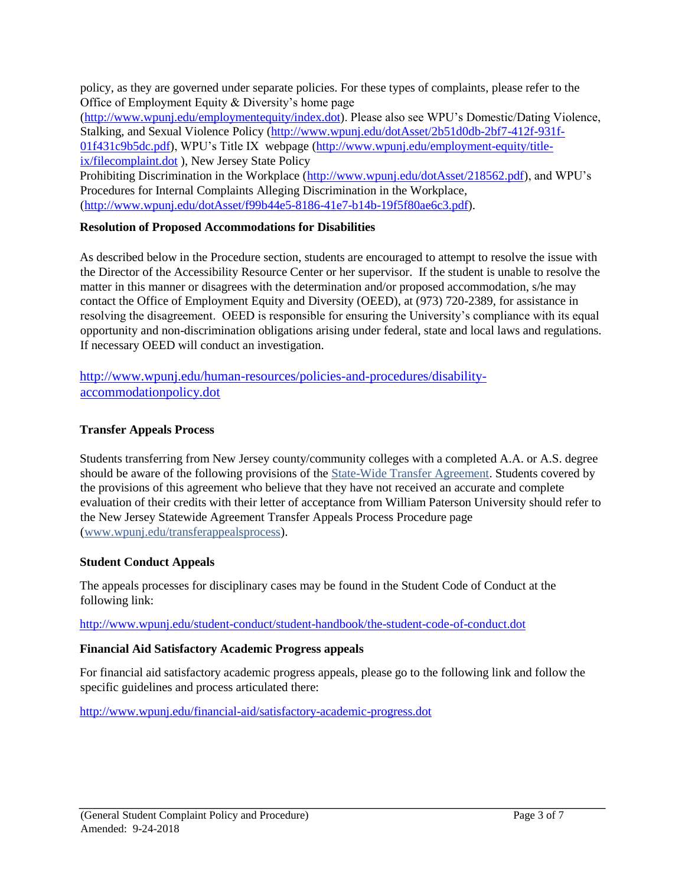policy, as they are governed under separate policies. For these types of complaints, please refer to the Office of Employment Equity & Diversity's home page (http://www.wpunj.edu/employmentequity/index.dot). Please also see WPU's Domestic/Dating Violence, Stalking, and Sexual Violence Policy (http://www.wpunj.edu/dotAsset/2b51d0db-2bf7-412f-931f-01f431c9b5dc.pdf), WPU's Title IX webpage (http://www.wpunj.edu/employment-equity/title-ix/filecomplaint.dot ), New Jersey State Policy Prohibiting Discrimination in the Workplace (http://www.wpunj.edu/dotAsset/218562.pdf), and WPU's Procedures for Internal Complaints Alleging Discrimination in the Workplace, (http://www.wpunj.edu/dotAsset/f99b44e5-8186-41e7-b14b-19f5f80ae6c3.pdf).

**Resolution of Proposed Accommodations for Disabilities**

As described below in the Procedure section, students are encouraged to attempt to resolve the issue with the Director of the Accessibility Resource Center or her supervisor. If the student is unable to resolve the matter in this manner or disagrees with the determination and/or proposed accommodation, s/he may contact the Office of Employment Equity and Diversity (OEED), at (973) 720-2389, for assistance in resolving the disagreement. OEED is responsible for ensuring the University's compliance with its equal opportunity and non-discrimination obligations arising under federal, state and local laws and regulations. If necessary OEED will conduct an investigation.

http://www.wpunj.edu/human-resources/policies-and-procedures/disability-accommodationpolicy.dot

**Transfer Appeals Process**

Students transferring from New Jersey county/community colleges with a completed A.A. or A.S. degree should be aware of the following provisions of the State-Wide Transfer Agreement. Students covered by the provisions of this agreement who believe that they have not received an accurate and complete evaluation of their credits with their letter of acceptance from William Paterson University should refer to the New Jersey Statewide Agreement Transfer Appeals Process Procedure page (www.wpunj.edu/transferappealsprocess).

**Student Conduct Appeals**

The appeals processes for disciplinary cases may be found in the Student Code of Conduct at the following link:

http://www.wpunj.edu/student-conduct/student-handbook/the-student-code-of-conduct.dot

**Financial Aid Satisfactory Academic Progress appeals**

For financial aid satisfactory academic progress appeals, please go to the following link and follow the specific guidelines and process articulated there:

http://www.wpunj.edu/financial-aid/satisfactory-academic-progress.dot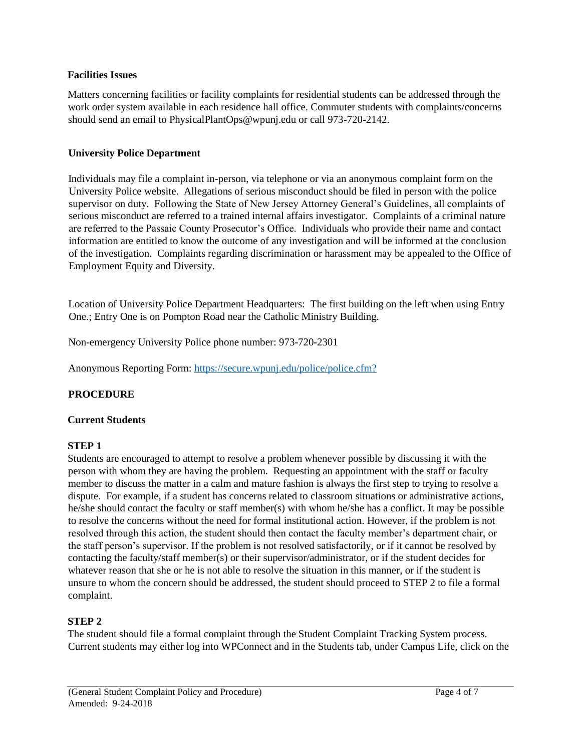**Facilities Issues**

Matters concerning facilities or facility complaints for residential students can be addressed through the work order system available in each residence hall office. Commuter students with complaints/concerns should send an email to PhysicalPlantOps@wpunj.edu or call 973-720-2142.

**University Police Department**

Individuals may file a complaint in-person, via telephone or via an anonymous complaint form on the University Police website. Allegations of serious misconduct should be filed in person with the police supervisor on duty. Following the State of New Jersey Attorney General's Guidelines, all complaints of serious misconduct are referred to a trained internal affairs investigator. Complaints of a criminal nature are referred to the Passaic County Prosecutor's Office. Individuals who provide their name and contact information are entitled to know the outcome of any investigation and will be informed at the conclusion of the investigation. Complaints regarding discrimination or harassment may be appealed to the Office of Employment Equity and Diversity.

Location of University Police Department Headquarters: The first building on the left when using Entry One.; Entry One is on Pompton Road near the Catholic Ministry Building.

Non-emergency University Police phone number: 973-720-2301

Anonymous Reporting Form: [https://secure.wpunj.edu/police/police.cfm?](https://secure.wpunj.edu/police/police.cfm?)

## PROCEDURE

### Current Students

**STEP 1**

Students are encouraged to attempt to resolve a problem whenever possible by discussing it with the person with whom they are having the problem. Requesting an appointment with the staff or faculty member to discuss the matter in a calm and mature fashion is always the first step to trying to resolve a dispute. For example, if a student has concerns related to classroom situations or administrative actions, he/she should contact the faculty or staff member(s) with whom he/she has a conflict. It may be possible to resolve the concerns without the need for formal institutional action. However, if the problem is not resolved through this action, the student should then contact the faculty member's department chair, or the staff person's supervisor. If the problem is not resolved satisfactorily, or if it cannot be resolved by contacting the faculty/staff member(s) or their supervisor/administrator, or if the student decides for whatever reason that she or he is not able to resolve the situation in this manner, or if the student is unsure to whom the concern should be addressed, the student should proceed to STEP 2 to file a formal complaint.

**STEP 2**

The student should file a formal complaint through the Student Complaint Tracking System process. Current students may either log into WPConnect and in the Students tab, under Campus Life, click on the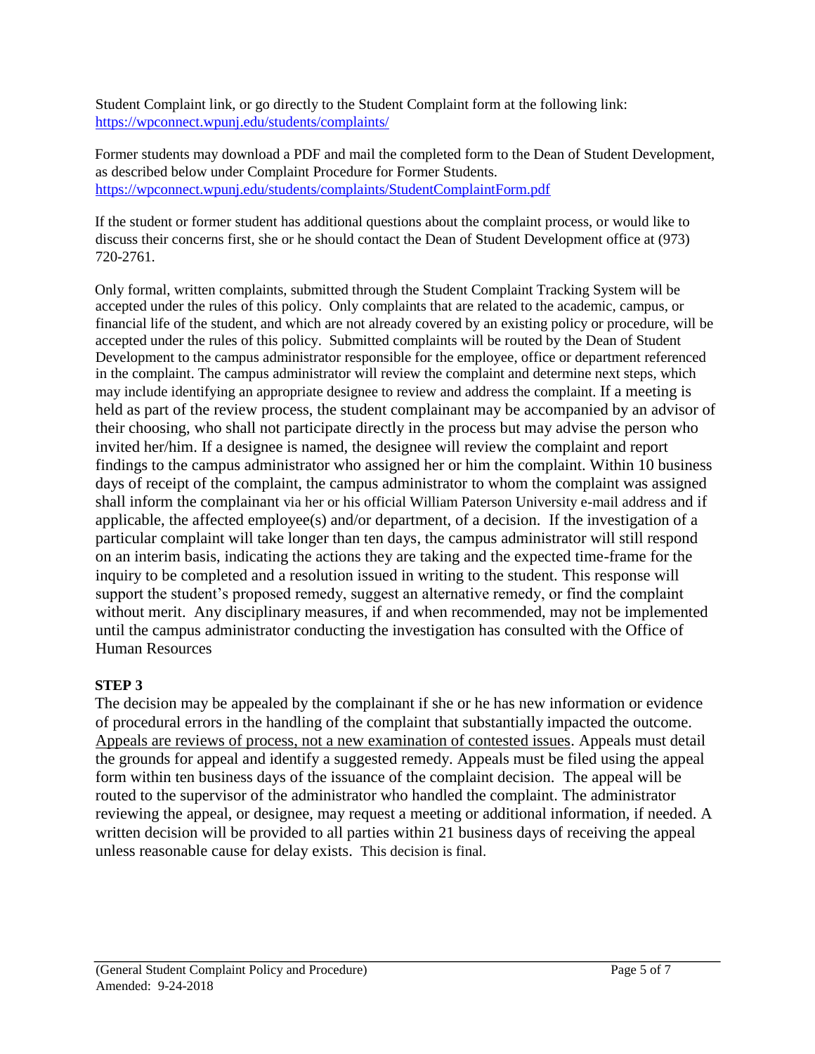Student Complaint link, or go directly to the Student Complaint form at the following link: https://wpconnect.wpunj.edu/students/complaints/

Former students may download a PDF and mail the completed form to the Dean of Student Development, as described below under Complaint Procedure for Former Students. https://wpconnect.wpunj.edu/students/complaints/StudentComplaintForm.pdf

If the student or former student has additional questions about the complaint process, or would like to discuss their concerns first, she or he should contact the Dean of Student Development office at (973) 720-2761.

Only formal, written complaints, submitted through the Student Complaint Tracking System will be accepted under the rules of this policy. Only complaints that are related to the academic, campus, or financial life of the student, and which are not already covered by an existing policy or procedure, will be accepted under the rules of this policy. Submitted complaints will be routed by the Dean of Student Development to the campus administrator responsible for the employee, office or department referenced in the complaint. The campus administrator will review the complaint and determine next steps, which may include identifying an appropriate designee to review and address the complaint. If a meeting is held as part of the review process, the student complainant may be accompanied by an advisor of their choosing, who shall not participate directly in the process but may advise the person who invited her/him. If a designee is named, the designee will review the complaint and report findings to the campus administrator who assigned her or him the complaint. Within 10 business days of receipt of the complaint, the campus administrator to whom the complaint was assigned shall inform the complainant via her or his official William Paterson University e-mail address and if applicable, the affected employee(s) and/or department, of a decision. If the investigation of a particular complaint will take longer than ten days, the campus administrator will still respond on an interim basis, indicating the actions they are taking and the expected time-frame for the inquiry to be completed and a resolution issued in writing to the student. This response will support the student's proposed remedy, suggest an alternative remedy, or find the complaint without merit. Any disciplinary measures, if and when recommended, may not be implemented until the campus administrator conducting the investigation has consulted with the Office of Human Resources

**STEP 3**

The decision may be appealed by the complainant if she or he has new information or evidence of procedural errors in the handling of the complaint that substantially impacted the outcome. <u>Appeals are reviews of process, not a new examination of contested issues</u>. Appeals must detail the grounds for appeal and identify a suggested remedy. Appeals must be filed using the appeal form within ten business days of the issuance of the complaint decision. The appeal will be routed to the supervisor of the administrator who handled the complaint. The administrator reviewing the appeal, or designee, may request a meeting or additional information, if needed. A written decision will be provided to all parties within 21 business days of receiving the appeal unless reasonable cause for delay exists. This decision is final.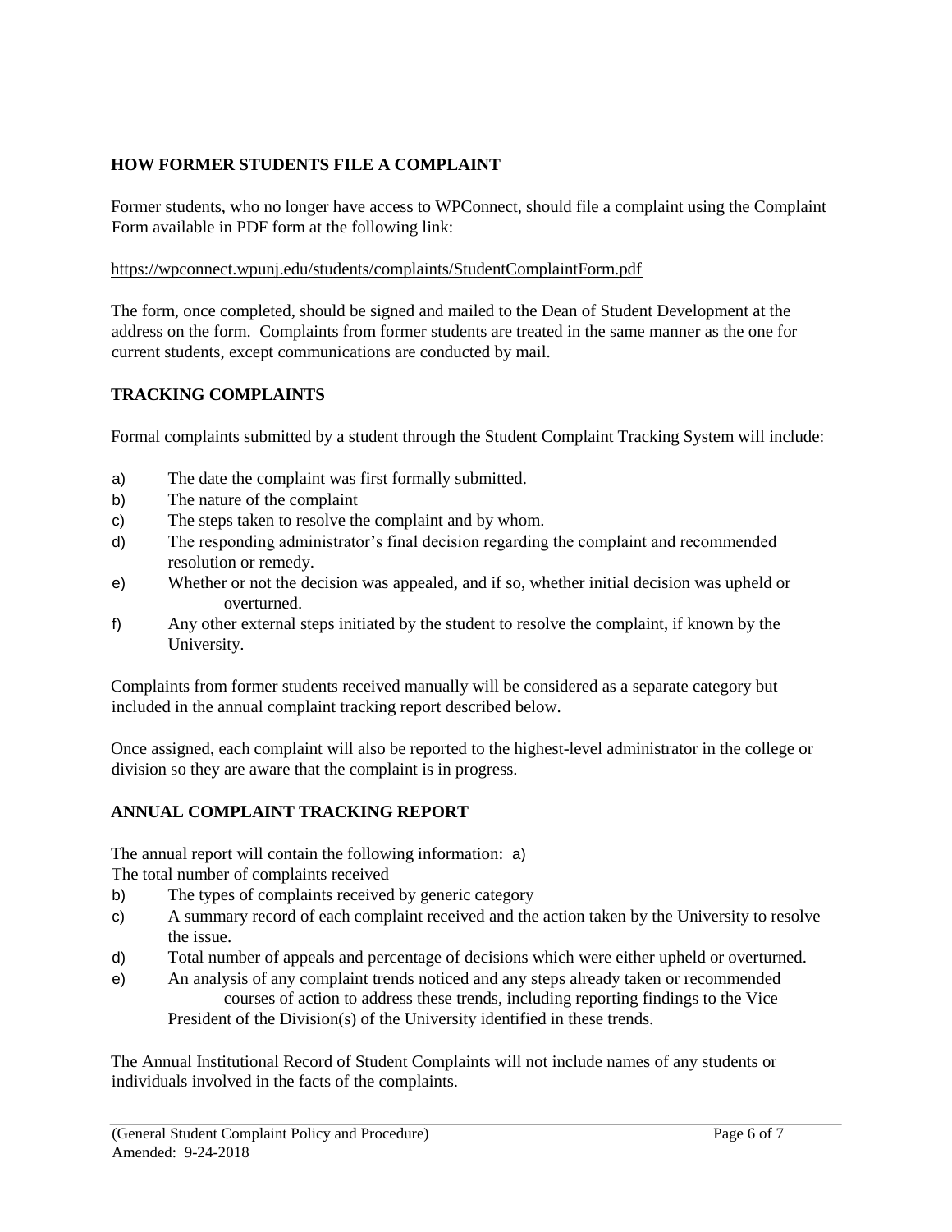## HOW FORMER STUDENTS FILE A COMPLAINT

Former students, who no longer have access to WPConnect, should file a complaint using the Complaint Form available in PDF form at the following link:

https://wpconnect.wpunj.edu/students/complaints/StudentComplaintForm.pdf

The form, once completed, should be signed and mailed to the Dean of Student Development at the address on the form. Complaints from former students are treated in the same manner as the one for current students, except communications are conducted by mail.

## TRACKING COMPLAINTS

Formal complaints submitted by a student through the Student Complaint Tracking System will include:

a) The date the complaint was first formally submitted.
b) The nature of the complaint
c) The steps taken to resolve the complaint and by whom.
d) The responding administrator's final decision regarding the complaint and recommended resolution or remedy.
e) Whether or not the decision was appealed, and if so, whether initial decision was upheld or overturned.
f) Any other external steps initiated by the student to resolve the complaint, if known by the University.

Complaints from former students received manually will be considered as a separate category but included in the annual complaint tracking report described below.

Once assigned, each complaint will also be reported to the highest-level administrator in the college or division so they are aware that the complaint is in progress.

## ANNUAL COMPLAINT TRACKING REPORT

The annual report will contain the following information:

a) The total number of complaints received
b) The types of complaints received by generic category
c) A summary record of each complaint received and the action taken by the University to resolve the issue.
d) Total number of appeals and percentage of decisions which were either upheld or overturned.
e) An analysis of any complaint trends noticed and any steps already taken or recommended courses of action to address these trends, including reporting findings to the Vice President of the Division(s) of the University identified in these trends.

The Annual Institutional Record of Student Complaints will not include names of any students or individuals involved in the facts of the complaints.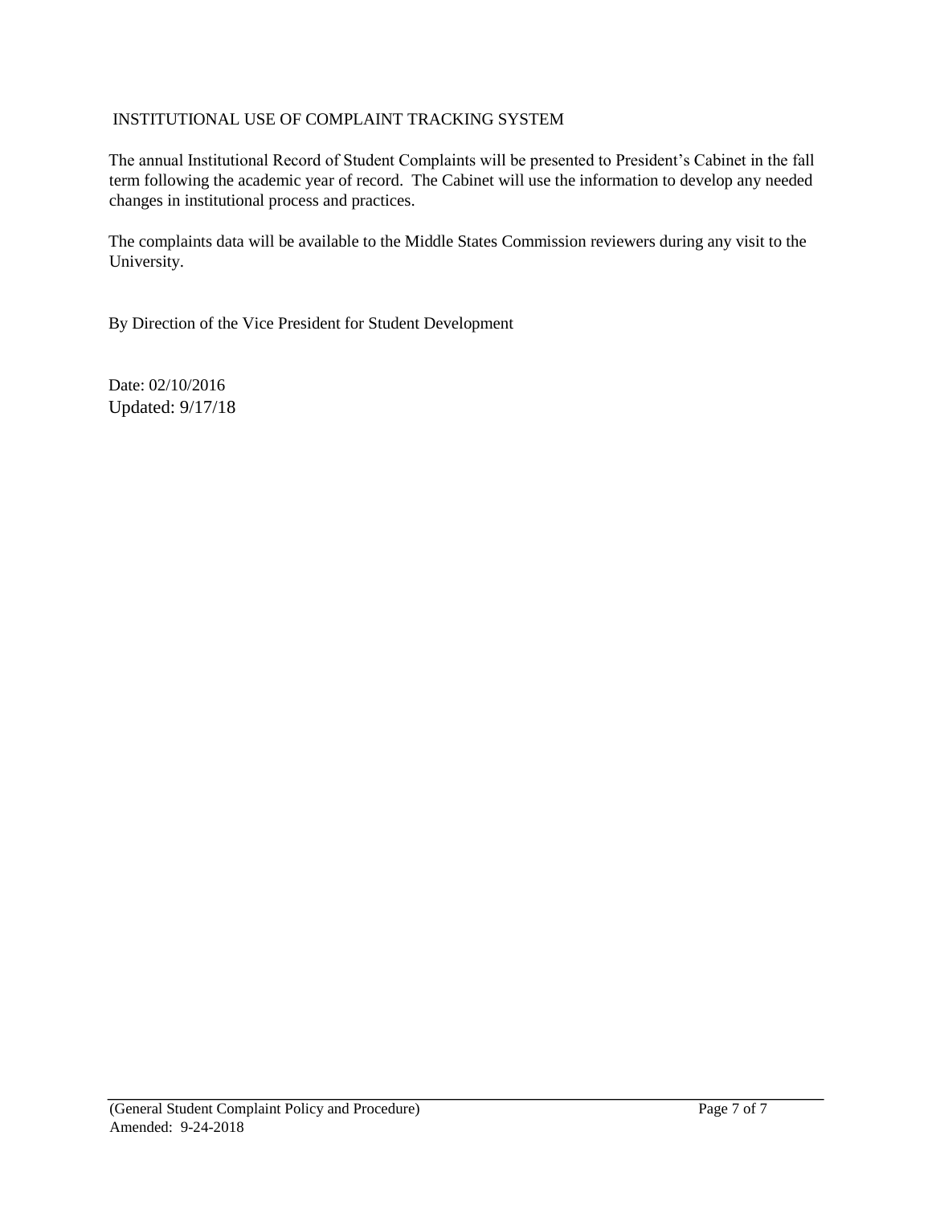## INSTITUTIONAL USE OF COMPLAINT TRACKING SYSTEM

The annual Institutional Record of Student Complaints will be presented to President's Cabinet in the fall term following the academic year of record. The Cabinet will use the information to develop any needed changes in institutional process and practices.

The complaints data will be available to the Middle States Commission reviewers during any visit to the University.

By Direction of the Vice President for Student Development

Date: 02/10/2016
Updated: 9/17/18